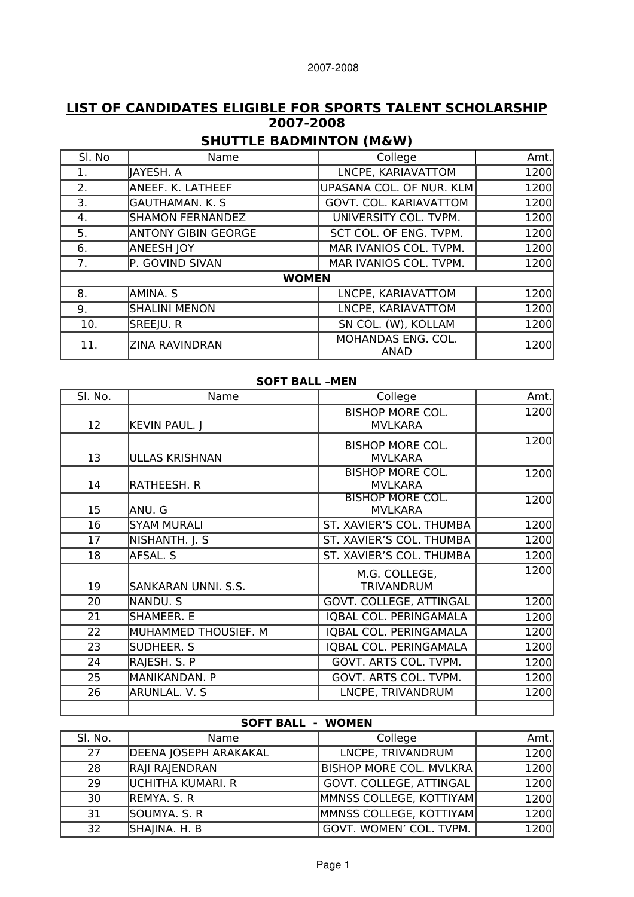2007-2008

# LIST OF CANDIDATES ELIGIBLE FOR SPORTS TALENT SCHOLARSHIP 2007-2008

## SHUTTLE BADMINTON (M&W)

| Sl. No | Name | College | Amt. |
|---|---|---|---|
| 1. | JAYESH. A | LNCPE, KARIAVATTOM | 1200 |
| 2. | ANEEF. K. LATHEEF | UPASANA COL. OF NUR. KLM | 1200 |
| 3. | GAUTHAMAN. K. S | GOVT. COL. KARIAVATTOM | 1200 |
| 4. | SHAMON FERNANDEZ | UNIVERSITY COL. TVPM. | 1200 |
| 5. | ANTONY GIBIN GEORGE | SCT COL. OF ENG. TVPM. | 1200 |
| 6. | ANEESH JOY | MAR IVANIOS COL. TVPM. | 1200 |
| 7. | P. GOVIND SIVAN | MAR IVANIOS COL. TVPM. | 1200 |
| **WOMEN** | | | |
| 8. | AMINA. S | LNCPE, KARIAVATTOM | 1200 |
| 9. | SHALINI MENON | LNCPE, KARIAVATTOM | 1200 |
| 10. | SREEJU. R | SN COL. (W), KOLLAM | 1200 |
| 11. | ZINA RAVINDRAN | MOHANDAS ENG. COL. ANAD | 1200 |

### SOFT BALL –MEN

| Sl. No. | Name | College | Amt. |
|---|---|---|---|
| 12 | KEVIN PAUL. J | BISHOP MORE COL. MVLKARA | 1200 |
| 13 | ULLAS KRISHNAN | BISHOP MORE COL. MVLKARA | 1200 |
| 14 | RATHEESH. R | BISHOP MORE COL. MVLKARA | 1200 |
| 15 | ANU. G | BISHOP MORE COL. MVLKARA | 1200 |
| 16 | SYAM MURALI | ST. XAVIER'S COL. THUMBA | 1200 |
| 17 | NISHANTH. J. S | ST. XAVIER'S COL. THUMBA | 1200 |
| 18 | AFSAL. S | ST. XAVIER'S COL. THUMBA | 1200 |
| 19 | SANKARAN UNNI. S.S. | M.G. COLLEGE, TRIVANDRUM | 1200 |
| 20 | NANDU. S | GOVT. COLLEGE, ATTINGAL | 1200 |
| 21 | SHAMEER. E | IQBAL COL. PERINGAMALA | 1200 |
| 22 | MUHAMMED THOUSIEF. M | IQBAL COL. PERINGAMALA | 1200 |
| 23 | SUDHEER. S | IQBAL COL. PERINGAMALA | 1200 |
| 24 | RAJESH. S. P | GOVT. ARTS COL. TVPM. | 1200 |
| 25 | MANIKANDAN. P | GOVT. ARTS COL. TVPM. | 1200 |
| 26 | ARUNLAL. V. S | LNCPE, TRIVANDRUM | 1200 |
| | | | |

### SOFT BALL - WOMEN

| Sl. No. | Name | College | Amt. |
|---|---|---|---|
| 27 | DEENA JOSEPH ARAKAKAL | LNCPE, TRIVANDRUM | 1200 |
| 28 | RAJI RAJENDRAN | BISHOP MORE COL. MVLKRA | 1200 |
| 29 | UCHITHA KUMARI. R | GOVT. COLLEGE, ATTINGAL | 1200 |
| 30 | REMYA. S. R | MMNSS COLLEGE, KOTTIYAM | 1200 |
| 31 | SOUMYA. S. R | MMNSS COLLEGE, KOTTIYAM | 1200 |
| 32 | SHAJINA. H. B | GOVT. WOMEN' COL. TVPM. | 1200 |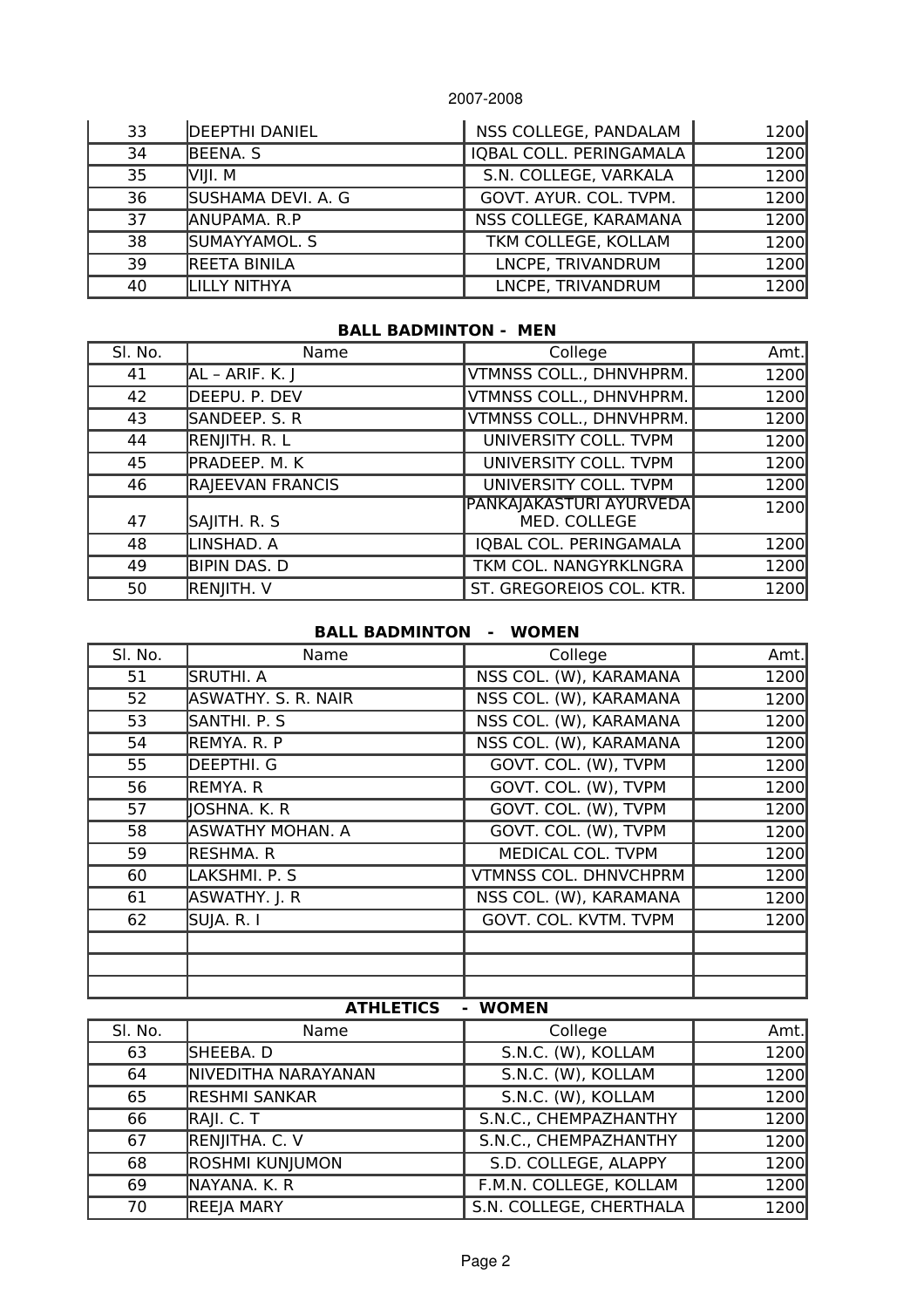| Sl. No. | Name | College | Amt. |
|---|---|---|---|
| 33 | DEEPTHI DANIEL | NSS COLLEGE, PANDALAM | 1200 |
| 34 | BEENA. S | IQBAL COLL. PERINGAMALA | 1200 |
| 35 | VIJI. M | S.N. COLLEGE, VARKALA | 1200 |
| 36 | SUSHAMA DEVI. A. G | GOVT. AYUR. COL. TVPM. | 1200 |
| 37 | ANUPAMA. R.P | NSS COLLEGE, KARAMANA | 1200 |
| 38 | SUMAYYAMOL. S | TKM COLLEGE, KOLLAM | 1200 |
| 39 | REETA BINILA | LNCPE, TRIVANDRUM | 1200 |
| 40 | LILLY NITHYA | LNCPE, TRIVANDRUM | 1200 |

**BALL BADMINTON - MEN**

| Sl. No. | Name | College | Amt. |
|---|---|---|---|
| 41 | AL – ARIF. K. J | VTMNSS COLL., DHNVHPRM. | 1200 |
| 42 | DEEPU. P. DEV | VTMNSS COLL., DHNVHPRM. | 1200 |
| 43 | SANDEEP. S. R | VTMNSS COLL., DHNVHPRM. | 1200 |
| 44 | RENJITH. R. L | UNIVERSITY COLL. TVPM | 1200 |
| 45 | PRADEEP. M. K | UNIVERSITY COLL. TVPM | 1200 |
| 46 | RAJEEVAN FRANCIS | UNIVERSITY COLL. TVPM | 1200 |
| 47 | SAJITH. R. S | PANKAJAKASTURI AYURVEDA MED. COLLEGE | 1200 |
| 48 | LINSHAD. A | IQBAL COL. PERINGAMALA | 1200 |
| 49 | BIPIN DAS. D | TKM COL. NANGYRKLNGRA | 1200 |
| 50 | RENJITH. V | ST. GREGOREIOS COL. KTR. | 1200 |

**BALL BADMINTON - WOMEN**

| Sl. No. | Name | College | Amt. |
|---|---|---|---|
| 51 | SRUTHI. A | NSS COL. (W), KARAMANA | 1200 |
| 52 | ASWATHY. S. R. NAIR | NSS COL. (W), KARAMANA | 1200 |
| 53 | SANTHI. P. S | NSS COL. (W), KARAMANA | 1200 |
| 54 | REMYA. R. P | NSS COL. (W), KARAMANA | 1200 |
| 55 | DEEPTHI. G | GOVT. COL. (W), TVPM | 1200 |
| 56 | REMYA. R | GOVT. COL. (W), TVPM | 1200 |
| 57 | JOSHNA. K. R | GOVT. COL. (W), TVPM | 1200 |
| 58 | ASWATHY MOHAN. A | GOVT. COL. (W), TVPM | 1200 |
| 59 | RESHMA. R | MEDICAL COL. TVPM | 1200 |
| 60 | LAKSHMI. P. S | VTMNSS COL. DHNVCHPRM | 1200 |
| 61 | ASWATHY. J. R | NSS COL. (W), KARAMANA | 1200 |
| 62 | SUJA. R. I | GOVT. COL. KVTM. TVPM | 1200 |
| | | | |
| | | | |
| | | | |

**ATHLETICS - WOMEN**

| Sl. No. | Name | College | Amt. |
|---|---|---|---|
| 63 | SHEEBA. D | S.N.C. (W), KOLLAM | 1200 |
| 64 | NIVEDITHA NARAYANAN | S.N.C. (W), KOLLAM | 1200 |
| 65 | RESHMI SANKAR | S.N.C. (W), KOLLAM | 1200 |
| 66 | RAJI. C. T | S.N.C., CHEMPAZHANTHY | 1200 |
| 67 | RENJITHA. C. V | S.N.C., CHEMPAZHANTHY | 1200 |
| 68 | ROSHMI KUNJUMON | S.D. COLLEGE, ALAPPY | 1200 |
| 69 | NAYANA. K. R | F.M.N. COLLEGE, KOLLAM | 1200 |
| 70 | REEJA MARY | S.N. COLLEGE, CHERTHALA | 1200 |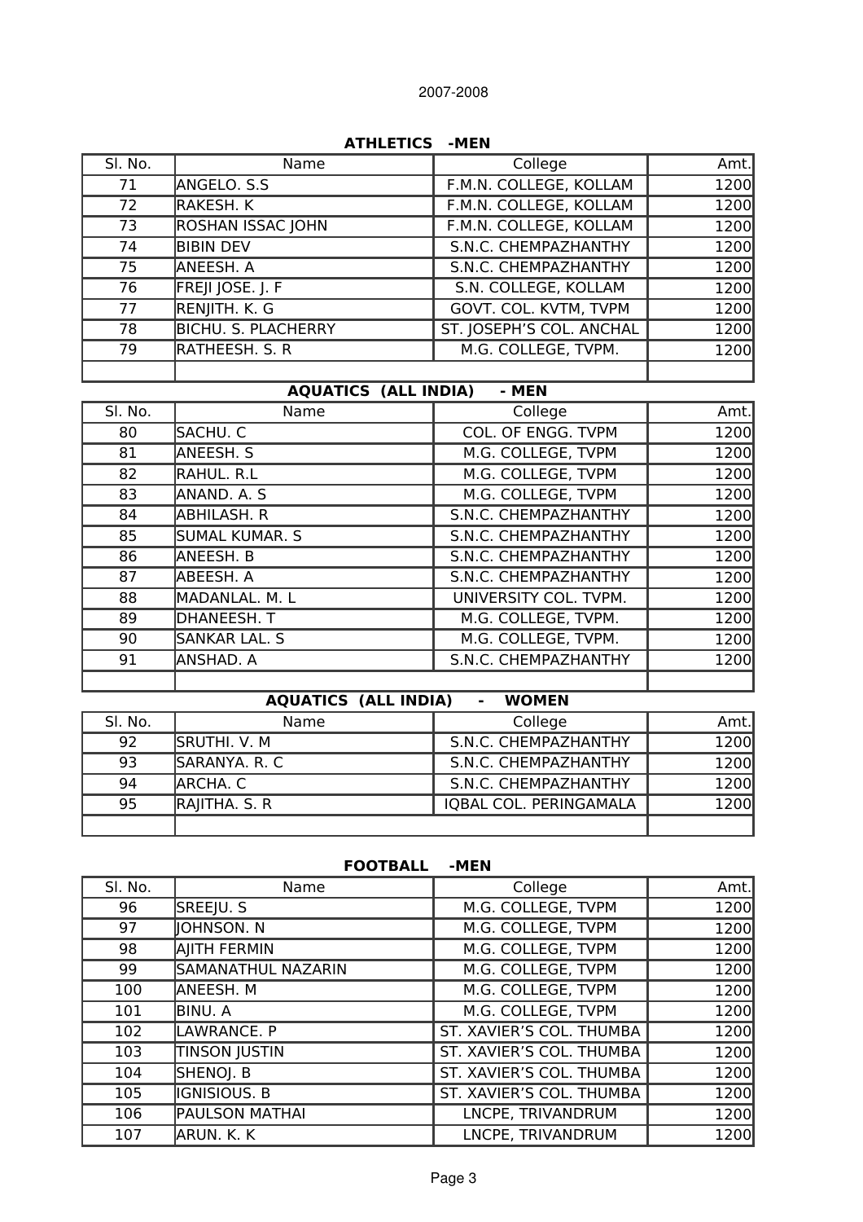2007-2008

### ATHLETICS -MEN

| Sl. No. | Name | College | Amt. |
|---|---|---|---|
| 71 | ANGELO. S.S | F.M.N. COLLEGE, KOLLAM | 1200 |
| 72 | RAKESH. K | F.M.N. COLLEGE, KOLLAM | 1200 |
| 73 | ROSHAN ISSAC JOHN | F.M.N. COLLEGE, KOLLAM | 1200 |
| 74 | BIBIN DEV | S.N.C. CHEMPAZHANTHY | 1200 |
| 75 | ANEESH. A | S.N.C. CHEMPAZHANTHY | 1200 |
| 76 | FREJI JOSE. J. F | S.N. COLLEGE, KOLLAM | 1200 |
| 77 | RENJITH. K. G | GOVT. COL. KVTM, TVPM | 1200 |
| 78 | BICHU. S. PLACHERRY | ST. JOSEPH'S COL. ANCHAL | 1200 |
| 79 | RATHEESH. S. R | M.G. COLLEGE, TVPM. | 1200 |
| | | | |

### AQUATICS (ALL INDIA) - MEN

| Sl. No. | Name | College | Amt. |
|---|---|---|---|
| 80 | SACHU. C | COL. OF ENGG. TVPM | 1200 |
| 81 | ANEESH. S | M.G. COLLEGE, TVPM | 1200 |
| 82 | RAHUL. R.L | M.G. COLLEGE, TVPM | 1200 |
| 83 | ANAND. A. S | M.G. COLLEGE, TVPM | 1200 |
| 84 | ABHILASH. R | S.N.C. CHEMPAZHANTHY | 1200 |
| 85 | SUMAL KUMAR. S | S.N.C. CHEMPAZHANTHY | 1200 |
| 86 | ANEESH. B | S.N.C. CHEMPAZHANTHY | 1200 |
| 87 | ABEESH. A | S.N.C. CHEMPAZHANTHY | 1200 |
| 88 | MADANLAL. M. L | UNIVERSITY COL. TVPM. | 1200 |
| 89 | DHANEESH. T | M.G. COLLEGE, TVPM. | 1200 |
| 90 | SANKAR LAL. S | M.G. COLLEGE, TVPM. | 1200 |
| 91 | ANSHAD. A | S.N.C. CHEMPAZHANTHY | 1200 |
| | | | |

### AQUATICS (ALL INDIA) - WOMEN

| Sl. No. | Name | College | Amt. |
|---|---|---|---|
| 92 | SRUTHI. V. M | S.N.C. CHEMPAZHANTHY | 1200 |
| 93 | SARANYA. R. C | S.N.C. CHEMPAZHANTHY | 1200 |
| 94 | ARCHA. C | S.N.C. CHEMPAZHANTHY | 1200 |
| 95 | RAJITHA. S. R | IQBAL COL. PERINGAMALA | 1200 |
| | | | |

### FOOTBALL -MEN

| Sl. No. | Name | College | Amt. |
|---|---|---|---|
| 96 | SREEJU. S | M.G. COLLEGE, TVPM | 1200 |
| 97 | JOHNSON. N | M.G. COLLEGE, TVPM | 1200 |
| 98 | AJITH FERMIN | M.G. COLLEGE, TVPM | 1200 |
| 99 | SAMANATHUL NAZARIN | M.G. COLLEGE, TVPM | 1200 |
| 100 | ANEESH. M | M.G. COLLEGE, TVPM | 1200 |
| 101 | BINU. A | M.G. COLLEGE, TVPM | 1200 |
| 102 | LAWRANCE. P | ST. XAVIER'S COL. THUMBA | 1200 |
| 103 | TINSON JUSTIN | ST. XAVIER'S COL. THUMBA | 1200 |
| 104 | SHENOJ. B | ST. XAVIER'S COL. THUMBA | 1200 |
| 105 | IGNISIOUS. B | ST. XAVIER'S COL. THUMBA | 1200 |
| 106 | PAULSON MATHAI | LNCPE, TRIVANDRUM | 1200 |
| 107 | ARUN. K. K | LNCPE, TRIVANDRUM | 1200 |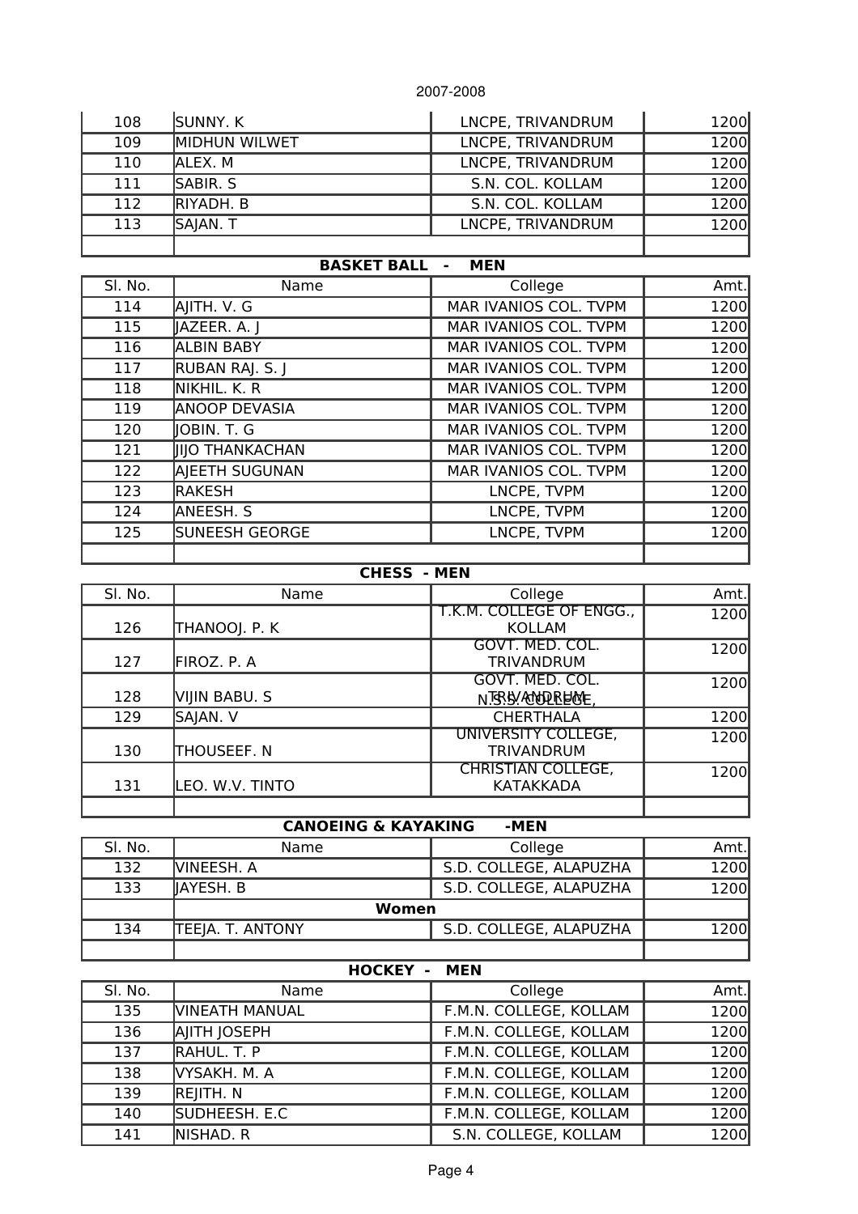| | | | |
|---|---|---|---|
| 108 | SUNNY. K | LNCPE, TRIVANDRUM | 1200 |
| 109 | MIDHUN WILWET | LNCPE, TRIVANDRUM | 1200 |
| 110 | ALEX. M | LNCPE, TRIVANDRUM | 1200 |
| 111 | SABIR. S | S.N. COL. KOLLAM | 1200 |
| 112 | RIYADH. B | S.N. COL. KOLLAM | 1200 |
| 113 | SAJAN. T | LNCPE, TRIVANDRUM | 1200 |
| | | | |

**BASKET BALL - MEN**

| Sl. No. | Name | College | Amt. |
|---|---|---|---|
| 114 | AJITH. V. G | MAR IVANIOS COL. TVPM | 1200 |
| 115 | JAZEER. A. J | MAR IVANIOS COL. TVPM | 1200 |
| 116 | ALBIN BABY | MAR IVANIOS COL. TVPM | 1200 |
| 117 | RUBAN RAJ. S. J | MAR IVANIOS COL. TVPM | 1200 |
| 118 | NIKHIL. K. R | MAR IVANIOS COL. TVPM | 1200 |
| 119 | ANOOP DEVASIA | MAR IVANIOS COL. TVPM | 1200 |
| 120 | JOBIN. T. G | MAR IVANIOS COL. TVPM | 1200 |
| 121 | JIJO THANKACHAN | MAR IVANIOS COL. TVPM | 1200 |
| 122 | AJEETH SUGUNAN | MAR IVANIOS COL. TVPM | 1200 |
| 123 | RAKESH | LNCPE, TVPM | 1200 |
| 124 | ANEESH. S | LNCPE, TVPM | 1200 |
| 125 | SUNEESH GEORGE | LNCPE, TVPM | 1200 |
| | | | |

**CHESS - MEN**

| Sl. No. | Name | College | Amt. |
|---|---|---|---|
| 126 | THANOOJ. P. K | T.K.M. COLLEGE OF ENGG., KOLLAM | 1200 |
| 127 | FIROZ. P. A | GOVT. MED. COL. TRIVANDRUM | 1200 |
| 128 | VIJIN BABU. S | GOVT. MED. COL. TRIVANDRUM | 1200 |
| 129 | SAJAN. V | N.S.S. COLLEGE, CHERTHALA | 1200 |
| 130 | THOUSEEF. N | UNIVERSITY COLLEGE, TRIVANDRUM | 1200 |
| 131 | LEO. W.V. TINTO | CHRISTIAN COLLEGE, KATAKKADA | 1200 |
| | | | |

**CANOEING & KAYAKING -MEN**

| Sl. No. | Name | College | Amt. |
|---|---|---|---|
| 132 | VINEESH. A | S.D. COLLEGE, ALAPUZHA | 1200 |
| 133 | JAYESH. B | S.D. COLLEGE, ALAPUZHA | 1200 |
| | **Women** | | |
| 134 | TEEJA. T. ANTONY | S.D. COLLEGE, ALAPUZHA | 1200 |
| | | | |

**HOCKEY - MEN**

| Sl. No. | Name | College | Amt. |
|---|---|---|---|
| 135 | VINEATH MANUAL | F.M.N. COLLEGE, KOLLAM | 1200 |
| 136 | AJITH JOSEPH | F.M.N. COLLEGE, KOLLAM | 1200 |
| 137 | RAHUL. T. P | F.M.N. COLLEGE, KOLLAM | 1200 |
| 138 | VYSAKH. M. A | F.M.N. COLLEGE, KOLLAM | 1200 |
| 139 | REJITH. N | F.M.N. COLLEGE, KOLLAM | 1200 |
| 140 | SUDHEESH. E.C | F.M.N. COLLEGE, KOLLAM | 1200 |
| 141 | NISHAD. R | S.N. COLLEGE, KOLLAM | 1200 |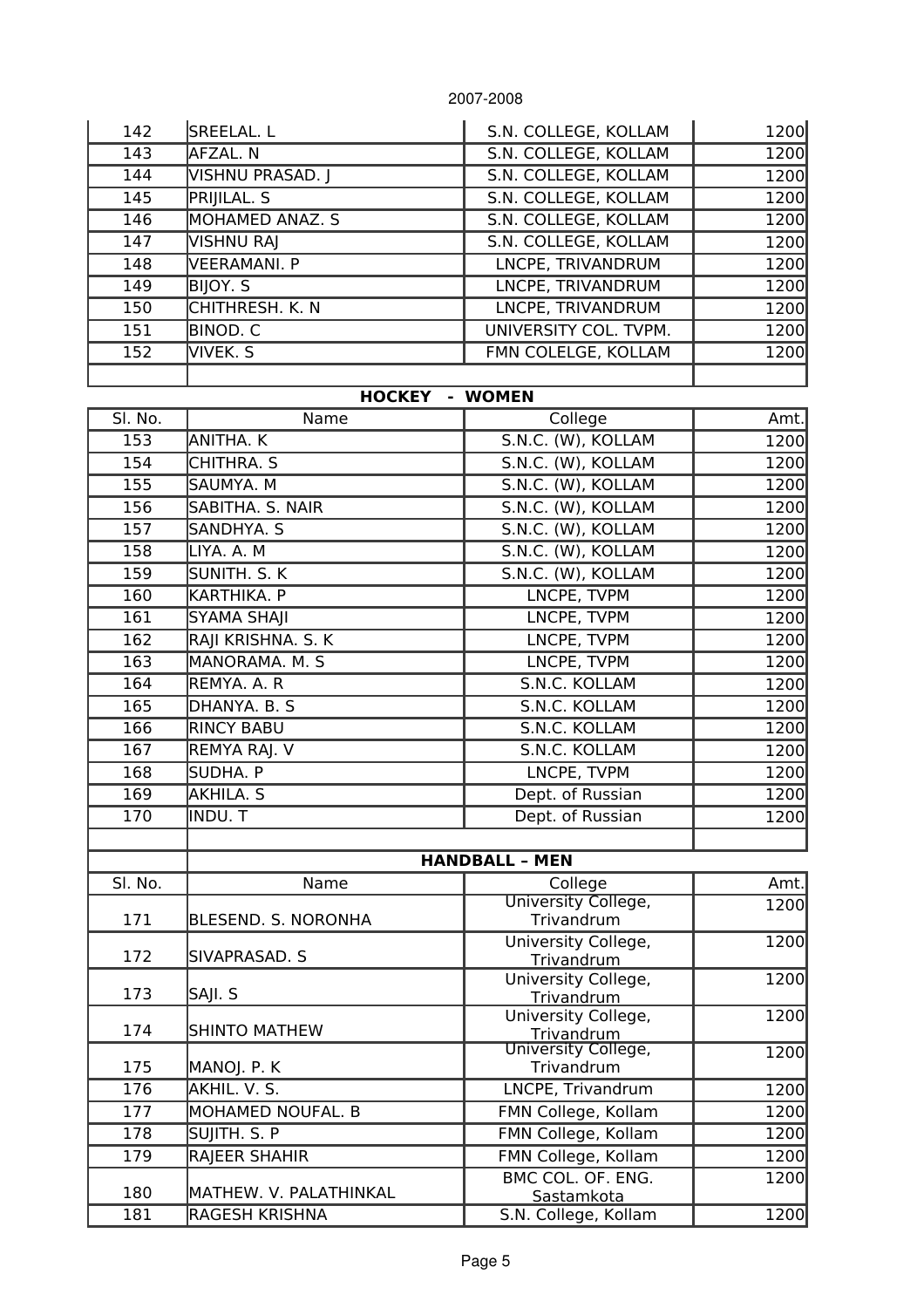| 142 | SREELAL. L | S.N. COLLEGE, KOLLAM | 1200 |
|---|---|---|---|
| 143 | AFZAL. N | S.N. COLLEGE, KOLLAM | 1200 |
| 144 | VISHNU PRASAD. J | S.N. COLLEGE, KOLLAM | 1200 |
| 145 | PRIJILAL. S | S.N. COLLEGE, KOLLAM | 1200 |
| 146 | MOHAMED ANAZ. S | S.N. COLLEGE, KOLLAM | 1200 |
| 147 | VISHNU RAJ | S.N. COLLEGE, KOLLAM | 1200 |
| 148 | VEERAMANI. P | LNCPE, TRIVANDRUM | 1200 |
| 149 | BIJOY. S | LNCPE, TRIVANDRUM | 1200 |
| 150 | CHITHRESH. K. N | LNCPE, TRIVANDRUM | 1200 |
| 151 | BINOD. C | UNIVERSITY COL. TVPM. | 1200 |
| 152 | VIVEK. S | FMN COLELGE, KOLLAM | 1200 |

**HOCKEY - WOMEN**

| Sl. No. | Name | College | Amt. |
|---|---|---|---|
| 153 | ANITHA. K | S.N.C. (W), KOLLAM | 1200 |
| 154 | CHITHRA. S | S.N.C. (W), KOLLAM | 1200 |
| 155 | SAUMYA. M | S.N.C. (W), KOLLAM | 1200 |
| 156 | SABITHA. S. NAIR | S.N.C. (W), KOLLAM | 1200 |
| 157 | SANDHYA. S | S.N.C. (W), KOLLAM | 1200 |
| 158 | LIYA. A. M | S.N.C. (W), KOLLAM | 1200 |
| 159 | SUNITH. S. K | S.N.C. (W), KOLLAM | 1200 |
| 160 | KARTHIKA. P | LNCPE, TVPM | 1200 |
| 161 | SYAMA SHAJI | LNCPE, TVPM | 1200 |
| 162 | RAJI KRISHNA. S. K | LNCPE, TVPM | 1200 |
| 163 | MANORAMA. M. S | LNCPE, TVPM | 1200 |
| 164 | REMYA. A. R | S.N.C. KOLLAM | 1200 |
| 165 | DHANYA. B. S | S.N.C. KOLLAM | 1200 |
| 166 | RINCY BABU | S.N.C. KOLLAM | 1200 |
| 167 | REMYA RAJ. V | S.N.C. KOLLAM | 1200 |
| 168 | SUDHA. P | LNCPE, TVPM | 1200 |
| 169 | AKHILA. S | Dept. of Russian | 1200 |
| 170 | INDU. T | Dept. of Russian | 1200 |

**HANDBALL – MEN**

| Sl. No. | Name | College | Amt. |
|---|---|---|---|
| 171 | BLESEND. S. NORONHA | University College, Trivandrum | 1200 |
| 172 | SIVAPRASAD. S | University College, Trivandrum | 1200 |
| 173 | SAJI. S | University College, Trivandrum | 1200 |
| 174 | SHINTO MATHEW | University College, Trivandrum | 1200 |
| 175 | MANOJ. P. K | University College, Trivandrum | 1200 |
| 176 | AKHIL. V. S. | LNCPE, Trivandrum | 1200 |
| 177 | MOHAMED NOUFAL. B | FMN College, Kollam | 1200 |
| 178 | SUJITH. S. P | FMN College, Kollam | 1200 |
| 179 | RAJEER SHAHIR | FMN College, Kollam | 1200 |
| 180 | MATHEW. V. PALATHINKAL | BMC COL. OF. ENG. Sastamkota | 1200 |
| 181 | RAGESH KRISHNA | S.N. College, Kollam | 1200 |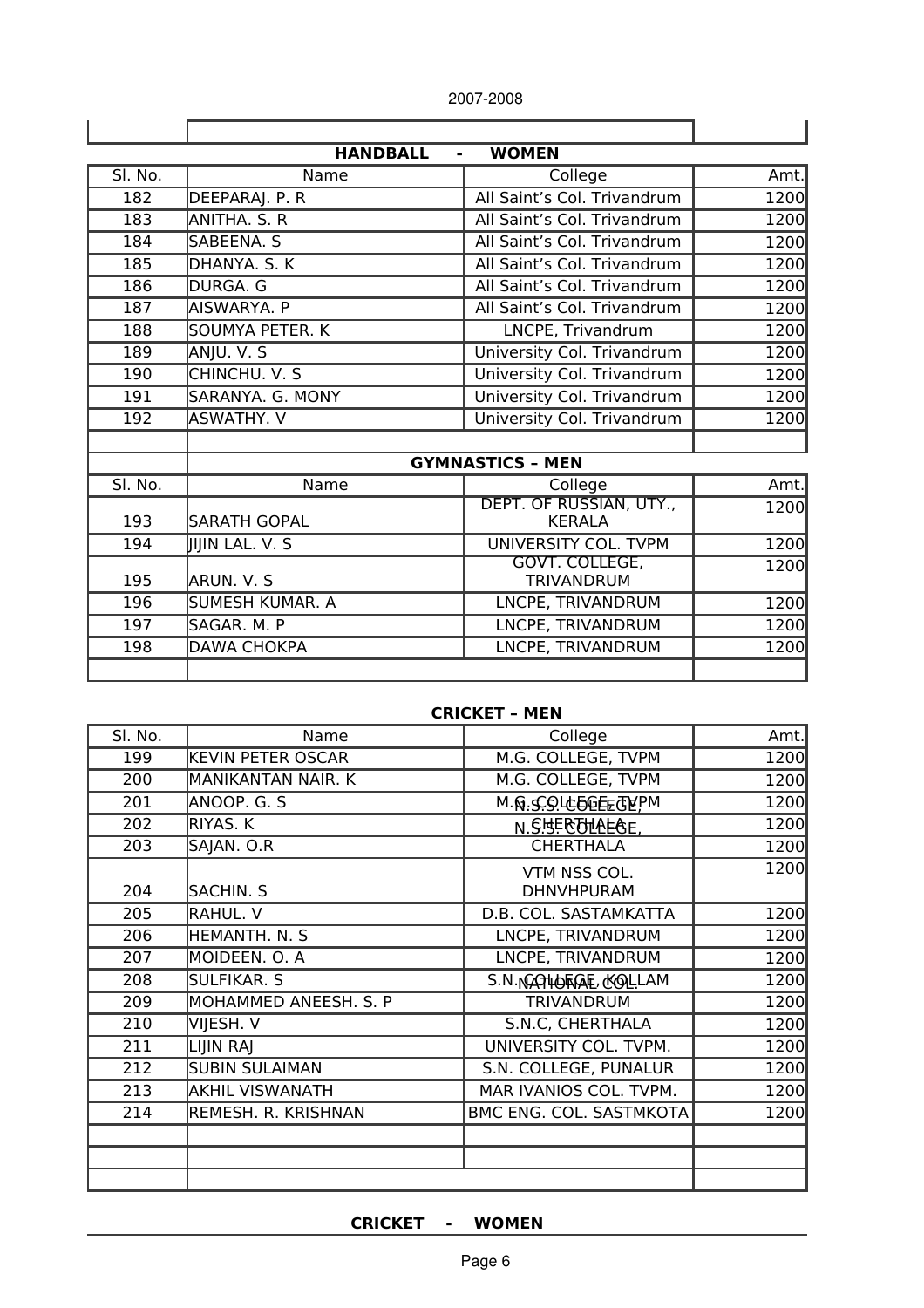## HANDBALL - WOMEN

| Sl. No. | Name | College | Amt. |
|---|---|---|---|
| 182 | DEEPARAJ. P. R | All Saint's Col. Trivandrum | 1200 |
| 183 | ANITHA. S. R | All Saint's Col. Trivandrum | 1200 |
| 184 | SABEENA. S | All Saint's Col. Trivandrum | 1200 |
| 185 | DHANYA. S. K | All Saint's Col. Trivandrum | 1200 |
| 186 | DURGA. G | All Saint's Col. Trivandrum | 1200 |
| 187 | AISWARYA. P | All Saint's Col. Trivandrum | 1200 |
| 188 | SOUMYA PETER. K | LNCPE, Trivandrum | 1200 |
| 189 | ANJU. V. S | University Col. Trivandrum | 1200 |
| 190 | CHINCHU. V. S | University Col. Trivandrum | 1200 |
| 191 | SARANYA. G. MONY | University Col. Trivandrum | 1200 |
| 192 | ASWATHY. V | University Col. Trivandrum | 1200 |

## GYMNASTICS – MEN

| Sl. No. | Name | College | Amt. |
|---|---|---|---|
| 193 | SARATH GOPAL | DEPT. OF RUSSIAN, UTY., KERALA | 1200 |
| 194 | JIJIN LAL. V. S | UNIVERSITY COL. TVPM | 1200 |
| 195 | ARUN. V. S | GOVT. COLLEGE, TRIVANDRUM | 1200 |
| 196 | SUMESH KUMAR. A | LNCPE, TRIVANDRUM | 1200 |
| 197 | SAGAR. M. P | LNCPE, TRIVANDRUM | 1200 |
| 198 | DAWA CHOKPA | LNCPE, TRIVANDRUM | 1200 |

## CRICKET – MEN

| Sl. No. | Name | College | Amt. |
|---|---|---|---|
| 199 | KEVIN PETER OSCAR | M.G. COLLEGE, TVPM | 1200 |
| 200 | MANIKANTAN NAIR. K | M.G. COLLEGE, TVPM | 1200 |
| 201 | ANOOP. G. S | M.G. COLLEGE, TVPM | 1200 |
| 202 | RIYAS. K | N.S.S. COLLEGE, CHERTHALA | 1200 |
| 203 | SAJAN. O.R | N.S.S. COLLEGE, CHERTHALA | 1200 |
| 204 | SACHIN. S | VTM NSS COL. DHNVHPURAM | 1200 |
| 205 | RAHUL. V | D.B. COL. SASTAMKATTA | 1200 |
| 206 | HEMANTH. N. S | LNCPE, TRIVANDRUM | 1200 |
| 207 | MOIDEEN. O. A | LNCPE, TRIVANDRUM | 1200 |
| 208 | SULFIKAR. S | S.N. COLLEGE, KOLLAM | 1200 |
| 209 | MOHAMMED ANEESH. S. P | NATIONAL COL. TRIVANDRUM | 1200 |
| 210 | VIJESH. V | S.N.C, CHERTHALA | 1200 |
| 211 | LIJIN RAJ | UNIVERSITY COL. TVPM. | 1200 |
| 212 | SUBIN SULAIMAN | S.N. COLLEGE, PUNALUR | 1200 |
| 213 | AKHIL VISWANATH | MAR IVANIOS COL. TVPM. | 1200 |
| 214 | REMESH. R. KRISHNAN | BMC ENG. COL. SASTMKOTA | 1200 |

## CRICKET - WOMEN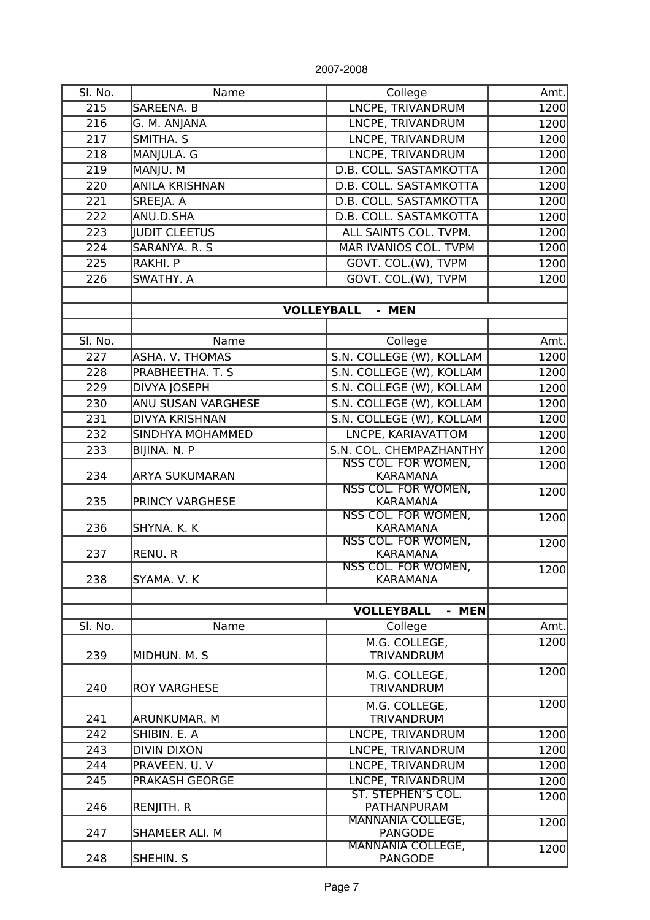2007-2008

| Sl. No. | Name | College | Amt. |
|---|---|---|---|
| 215 | SAREENA. B | LNCPE, TRIVANDRUM | 1200 |
| 216 | G. M. ANJANA | LNCPE, TRIVANDRUM | 1200 |
| 217 | SMITHA. S | LNCPE, TRIVANDRUM | 1200 |
| 218 | MANJULA. G | LNCPE, TRIVANDRUM | 1200 |
| 219 | MANJU. M | D.B. COLL. SASTAMKOTTA | 1200 |
| 220 | ANILA KRISHNAN | D.B. COLL. SASTAMKOTTA | 1200 |
| 221 | SREEJA. A | D.B. COLL. SASTAMKOTTA | 1200 |
| 222 | ANU.D.SHA | D.B. COLL. SASTAMKOTTA | 1200 |
| 223 | JUDIT CLEETUS | ALL SAINTS COL. TVPM. | 1200 |
| 224 | SARANYA. R. S | MAR IVANIOS COL. TVPM | 1200 |
| 225 | RAKHI. P | GOVT. COL.(W), TVPM | 1200 |
| 226 | SWATHY. A | GOVT. COL.(W), TVPM | 1200 |

**VOLLEYBALL - MEN**

| Sl. No. | Name | College | Amt. |
|---|---|---|---|
| 227 | ASHA. V. THOMAS | S.N. COLLEGE (W), KOLLAM | 1200 |
| 228 | PRABHEETHA. T. S | S.N. COLLEGE (W), KOLLAM | 1200 |
| 229 | DIVYA JOSEPH | S.N. COLLEGE (W), KOLLAM | 1200 |
| 230 | ANU SUSAN VARGHESE | S.N. COLLEGE (W), KOLLAM | 1200 |
| 231 | DIVYA KRISHNAN | S.N. COLLEGE (W), KOLLAM | 1200 |
| 232 | SINDHYA MOHAMMED | LNCPE, KARIAVATTOM | 1200 |
| 233 | BIJINA. N. P | S.N. COL. CHEMPAZHANTHY | 1200 |
| 234 | ARYA SUKUMARAN | NSS COL. FOR WOMEN, KARAMANA | 1200 |
| 235 | PRINCY VARGHESE | NSS COL. FOR WOMEN, KARAMANA | 1200 |
| 236 | SHYNA. K. K | NSS COL. FOR WOMEN, KARAMANA | 1200 |
| 237 | RENU. R | NSS COL. FOR WOMEN, KARAMANA | 1200 |
| 238 | SYAMA. V. K | NSS COL. FOR WOMEN, KARAMANA | 1200 |

**VOLLEYBALL - MEN**

| Sl. No. | Name | College | Amt. |
|---|---|---|---|
| 239 | MIDHUN. M. S | M.G. COLLEGE, TRIVANDRUM | 1200 |
| 240 | ROY VARGHESE | M.G. COLLEGE, TRIVANDRUM | 1200 |
| 241 | ARUNKUMAR. M | M.G. COLLEGE, TRIVANDRUM | 1200 |
| 242 | SHIBIN. E. A | LNCPE, TRIVANDRUM | 1200 |
| 243 | DIVIN DIXON | LNCPE, TRIVANDRUM | 1200 |
| 244 | PRAVEEN. U. V | LNCPE, TRIVANDRUM | 1200 |
| 245 | PRAKASH GEORGE | LNCPE, TRIVANDRUM | 1200 |
| 246 | RENJITH. R | ST. STEPHEN'S COL. PATHANPURAM | 1200 |
| 247 | SHAMEER ALI. M | MANNANIA COLLEGE, PANGODE | 1200 |
| 248 | SHEHIN. S | MANNANIA COLLEGE, PANGODE | 1200 |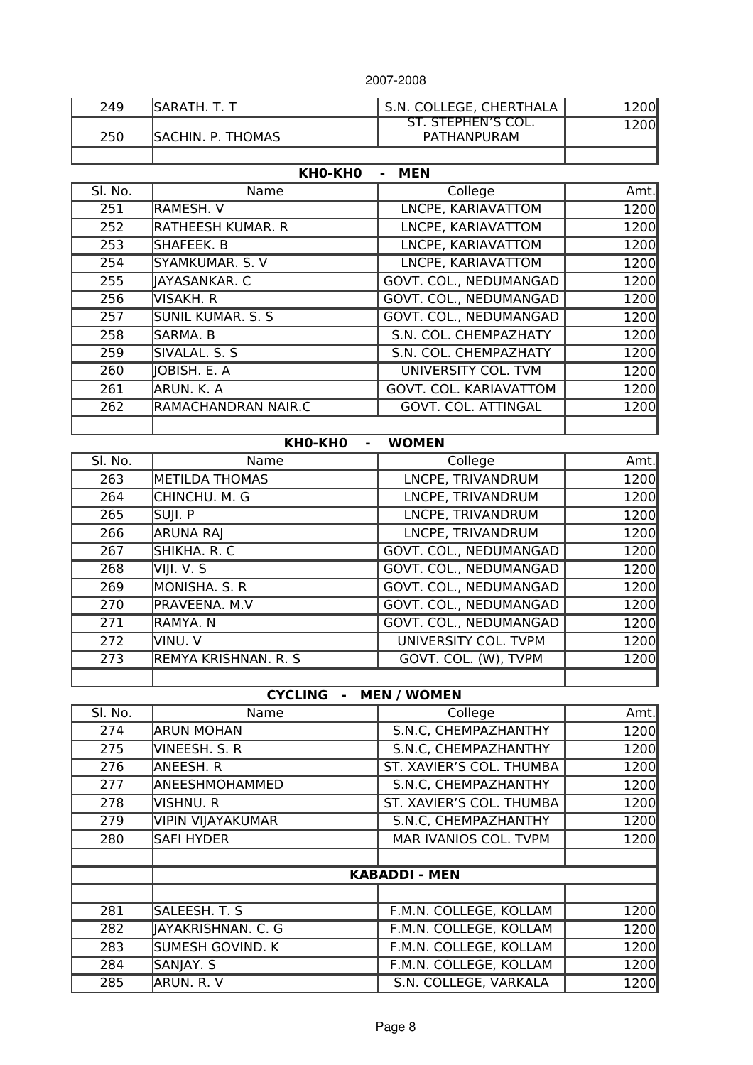| | | | |
|---|---|---|---|
| 249 | SARATH. T. T | S.N. COLLEGE, CHERTHALA | 1200 |
| 250 | SACHIN. P. THOMAS | ST. STEPHEN'S COL. PATHANPURAM | 1200 |

### KH0-KH0 - MEN

| Sl. No. | Name | College | Amt. |
|---|---|---|---|
| 251 | RAMESH. V | LNCPE, KARIAVATTOM | 1200 |
| 252 | RATHEESH KUMAR. R | LNCPE, KARIAVATTOM | 1200 |
| 253 | SHAFEEK. B | LNCPE, KARIAVATTOM | 1200 |
| 254 | SYAMKUMAR. S. V | LNCPE, KARIAVATTOM | 1200 |
| 255 | JAYASANKAR. C | GOVT. COL., NEDUMANGAD | 1200 |
| 256 | VISAKH. R | GOVT. COL., NEDUMANGAD | 1200 |
| 257 | SUNIL KUMAR. S. S | GOVT. COL., NEDUMANGAD | 1200 |
| 258 | SARMA. B | S.N. COL. CHEMPAZHATY | 1200 |
| 259 | SIVALAL. S. S | S.N. COL. CHEMPAZHATY | 1200 |
| 260 | JOBISH. E. A | UNIVERSITY COL. TVM | 1200 |
| 261 | ARUN. K. A | GOVT. COL. KARIAVATTOM | 1200 |
| 262 | RAMACHANDRAN NAIR.C | GOVT. COL. ATTINGAL | 1200 |

### KH0-KH0 - WOMEN

| Sl. No. | Name | College | Amt. |
|---|---|---|---|
| 263 | METILDA THOMAS | LNCPE, TRIVANDRUM | 1200 |
| 264 | CHINCHU. M. G | LNCPE, TRIVANDRUM | 1200 |
| 265 | SUJI. P | LNCPE, TRIVANDRUM | 1200 |
| 266 | ARUNA RAJ | LNCPE, TRIVANDRUM | 1200 |
| 267 | SHIKHA. R. C | GOVT. COL., NEDUMANGAD | 1200 |
| 268 | VIJI. V. S | GOVT. COL., NEDUMANGAD | 1200 |
| 269 | MONISHA. S. R | GOVT. COL., NEDUMANGAD | 1200 |
| 270 | PRAVEENA. M.V | GOVT. COL., NEDUMANGAD | 1200 |
| 271 | RAMYA. N | GOVT. COL., NEDUMANGAD | 1200 |
| 272 | VINU. V | UNIVERSITY COL. TVPM | 1200 |
| 273 | REMYA KRISHNAN. R. S | GOVT. COL. (W), TVPM | 1200 |

### CYCLING - MEN / WOMEN

| Sl. No. | Name | College | Amt. |
|---|---|---|---|
| 274 | ARUN MOHAN | S.N.C, CHEMPAZHANTHY | 1200 |
| 275 | VINEESH. S. R | S.N.C, CHEMPAZHANTHY | 1200 |
| 276 | ANEESH. R | ST. XAVIER'S COL. THUMBA | 1200 |
| 277 | ANEESHMOHAMMED | S.N.C, CHEMPAZHANTHY | 1200 |
| 278 | VISHNU. R | ST. XAVIER'S COL. THUMBA | 1200 |
| 279 | VIPIN VIJAYAKUMAR | S.N.C, CHEMPAZHANTHY | 1200 |
| 280 | SAFI HYDER | MAR IVANIOS COL. TVPM | 1200 |

### KABADDI - MEN

| Sl. No. | Name | College | Amt. |
|---|---|---|---|
| 281 | SALEESH. T. S | F.M.N. COLLEGE, KOLLAM | 1200 |
| 282 | JAYAKRISHNAN. C. G | F.M.N. COLLEGE, KOLLAM | 1200 |
| 283 | SUMESH GOVIND. K | F.M.N. COLLEGE, KOLLAM | 1200 |
| 284 | SANJAY. S | F.M.N. COLLEGE, KOLLAM | 1200 |
| 285 | ARUN. R. V | S.N. COLLEGE, VARKALA | 1200 |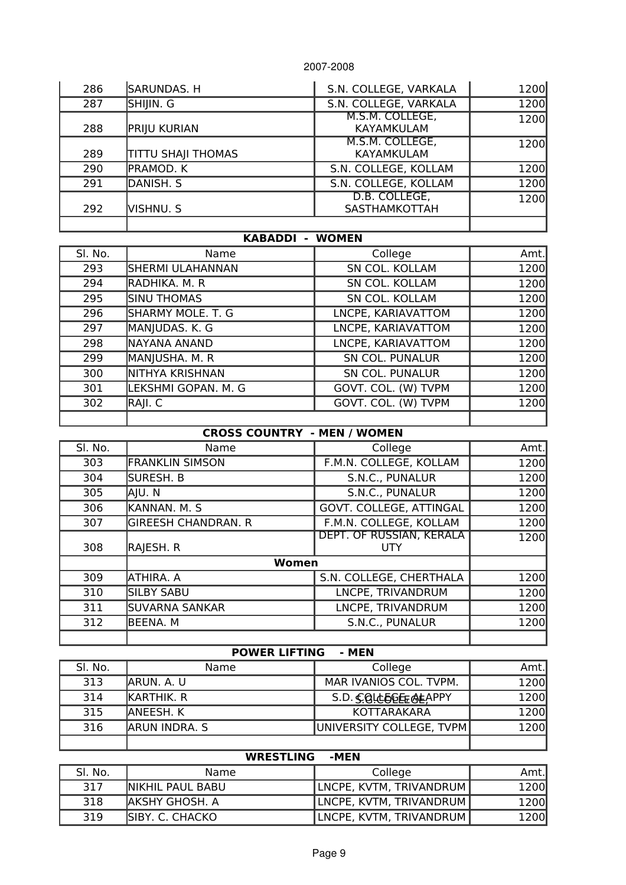2007-2008

| Sl. No. | Name | College | Amt. |
|---|---|---|---|
| 286 | SARUNDAS. H | S.N. COLLEGE, VARKALA | 1200 |
| 287 | SHIJIN. G | S.N. COLLEGE, VARKALA | 1200 |
| 288 | PRIJU KURIAN | M.S.M. COLLEGE, KAYAMKULAM | 1200 |
| 289 | TITTU SHAJI THOMAS | M.S.M. COLLEGE, KAYAMKULAM | 1200 |
| 290 | PRAMOD. K | S.N. COLLEGE, KOLLAM | 1200 |
| 291 | DANISH. S | S.N. COLLEGE, KOLLAM | 1200 |
| 292 | VISHNU. S | D.B. COLLEGE, SASTHAMKOTTAH | 1200 |
| | | | |

**KABADDI - WOMEN**

| Sl. No. | Name | College | Amt. |
|---|---|---|---|
| 293 | SHERMI ULAHANNAN | SN COL. KOLLAM | 1200 |
| 294 | RADHIKA. M. R | SN COL. KOLLAM | 1200 |
| 295 | SINU THOMAS | SN COL. KOLLAM | 1200 |
| 296 | SHARMY MOLE. T. G | LNCPE, KARIAVATTOM | 1200 |
| 297 | MANJUDAS. K. G | LNCPE, KARIAVATTOM | 1200 |
| 298 | NAYANA ANAND | LNCPE, KARIAVATTOM | 1200 |
| 299 | MANJUSHA. M. R | SN COL. PUNALUR | 1200 |
| 300 | NITHYA KRISHNAN | SN COL. PUNALUR | 1200 |
| 301 | LEKSHMI GOPAN. M. G | GOVT. COL. (W) TVPM | 1200 |
| 302 | RAJI. C | GOVT. COL. (W) TVPM | 1200 |
| | | | |

**CROSS COUNTRY - MEN / WOMEN**

| Sl. No. | Name | College | Amt. |
|---|---|---|---|
| 303 | FRANKLIN SIMSON | F.M.N. COLLEGE, KOLLAM | 1200 |
| 304 | SURESH. B | S.N.C., PUNALUR | 1200 |
| 305 | AJU. N | S.N.C., PUNALUR | 1200 |
| 306 | KANNAN. M. S | GOVT. COLLEGE, ATTINGAL | 1200 |
| 307 | GIREESH CHANDRAN. R | F.M.N. COLLEGE, KOLLAM | 1200 |
| 308 | RAJESH. R | DEPT. OF RUSSIAN, KERALA UTY | 1200 |
| | **Women** | | |
| 309 | ATHIRA. A | S.N. COLLEGE, CHERTHALA | 1200 |
| 310 | SILBY SABU | LNCPE, TRIVANDRUM | 1200 |
| 311 | SUVARNA SANKAR | LNCPE, TRIVANDRUM | 1200 |
| 312 | BEENA. M | S.N.C., PUNALUR | 1200 |
| | | | |

**POWER LIFTING - MEN**

| Sl. No. | Name | College | Amt. |
|---|---|---|---|
| 313 | ARUN. A. U | MAR IVANIOS COL. TVPM. | 1200 |
| 314 | KARTHIK. R | S.D. COLLEGE, ALAPPY / S.G. COLLEGE, | 1200 |
| 315 | ANEESH. K | KOTTARAKARA | 1200 |
| 316 | ARUN INDRA. S | UNIVERSITY COLLEGE, TVPM | 1200 |
| | | | |

**WRESTLING -MEN**

| Sl. No. | Name | College | Amt. |
|---|---|---|---|
| 317 | NIKHIL PAUL BABU | LNCPE, KVTM, TRIVANDRUM | 1200 |
| 318 | AKSHY GHOSH. A | LNCPE, KVTM, TRIVANDRUM | 1200 |
| 319 | SIBY. C. CHACKO | LNCPE, KVTM, TRIVANDRUM | 1200 |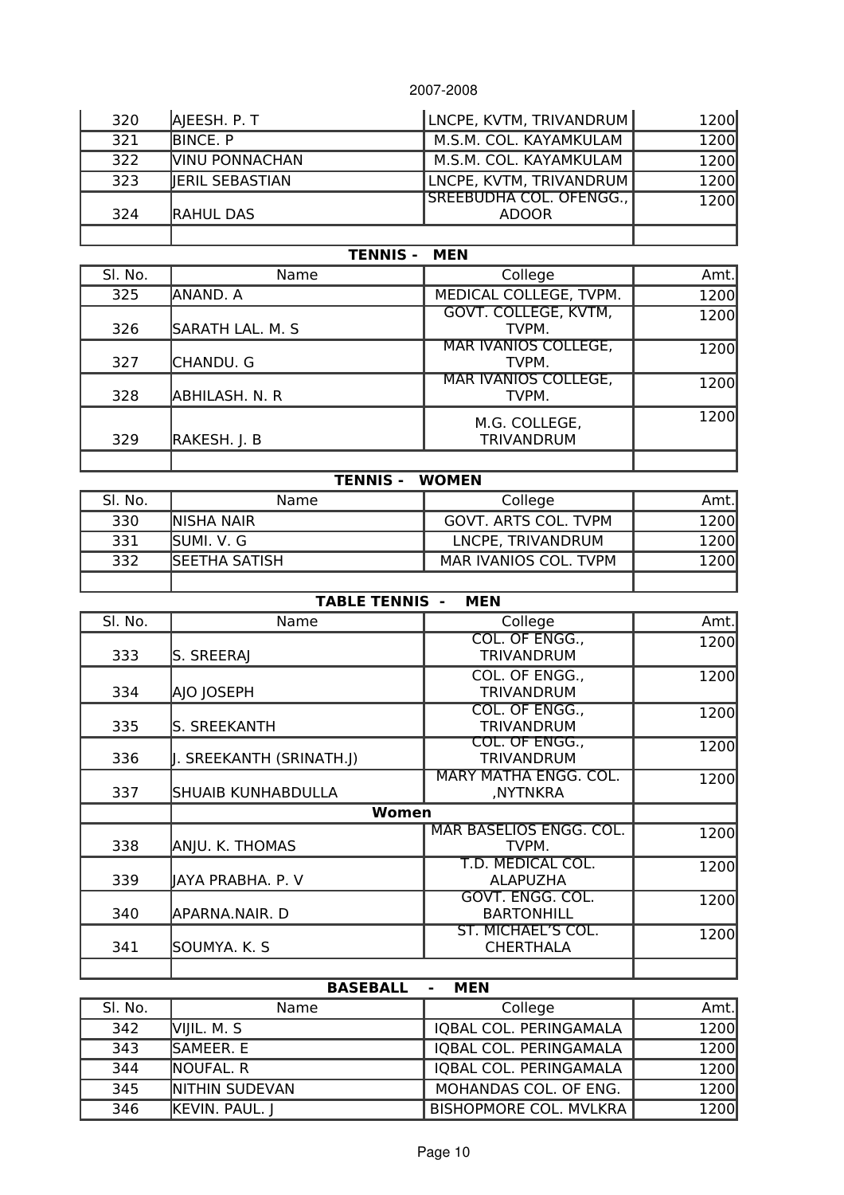| | | | |
|---|---|---|---|
| 320 | AJEESH. P. T | LNCPE, KVTM, TRIVANDRUM | 1200 |
| 321 | BINCE. P | M.S.M. COL. KAYAMKULAM | 1200 |
| 322 | VINU PONNACHAN | M.S.M. COL. KAYAMKULAM | 1200 |
| 323 | JERIL SEBASTIAN | LNCPE, KVTM, TRIVANDRUM | 1200 |
| 324 | RAHUL DAS | SREEBUDHA COL. OFENGG., ADOOR | 1200 |
| | | | |

**TENNIS - MEN**

| Sl. No. | Name | College | Amt. |
|---|---|---|---|
| 325 | ANAND. A | MEDICAL COLLEGE, TVPM. | 1200 |
| 326 | SARATH LAL. M. S | GOVT. COLLEGE, KVTM, TVPM. | 1200 |
| 327 | CHANDU. G | MAR IVANIOS COLLEGE, TVPM. | 1200 |
| 328 | ABHILASH. N. R | MAR IVANIOS COLLEGE, TVPM. | 1200 |
| 329 | RAKESH. J. B | M.G. COLLEGE, TRIVANDRUM | 1200 |
| | | | |

**TENNIS - WOMEN**

| Sl. No. | Name | College | Amt. |
|---|---|---|---|
| 330 | NISHA NAIR | GOVT. ARTS COL. TVPM | 1200 |
| 331 | SUMI. V. G | LNCPE, TRIVANDRUM | 1200 |
| 332 | SEETHA SATISH | MAR IVANIOS COL. TVPM | 1200 |
| | | | |

**TABLE TENNIS - MEN**

| Sl. No. | Name | College | Amt. |
|---|---|---|---|
| 333 | S. SREERAJ | COL. OF ENGG., TRIVANDRUM | 1200 |
| 334 | AJO JOSEPH | COL. OF ENGG., TRIVANDRUM | 1200 |
| 335 | S. SREEKANTH | COL. OF ENGG., TRIVANDRUM | 1200 |
| 336 | J. SREEKANTH (SRINATH.J) | COL. OF ENGG., TRIVANDRUM | 1200 |
| 337 | SHUAIB KUNHABDULLA | MARY MATHA ENGG. COL. ,NYTNKRA | 1200 |
| | **Women** | | |
| 338 | ANJU. K. THOMAS | MAR BASELIOS ENGG. COL. TVPM. | 1200 |
| 339 | JAYA PRABHA. P. V | T.D. MEDICAL COL. ALAPUZHA | 1200 |
| 340 | APARNA.NAIR. D | GOVT. ENGG. COL. BARTONHILL | 1200 |
| 341 | SOUMYA. K. S | ST. MICHAEL'S COL. CHERTHALA | 1200 |
| | | | |

**BASEBALL - MEN**

| Sl. No. | Name | College | Amt. |
|---|---|---|---|
| 342 | VIJIL. M. S | IQBAL COL. PERINGAMALA | 1200 |
| 343 | SAMEER. E | IQBAL COL. PERINGAMALA | 1200 |
| 344 | NOUFAL. R | IQBAL COL. PERINGAMALA | 1200 |
| 345 | NITHIN SUDEVAN | MOHANDAS COL. OF ENG. | 1200 |
| 346 | KEVIN. PAUL. J | BISHOPMORE COL. MVLKRA | 1200 |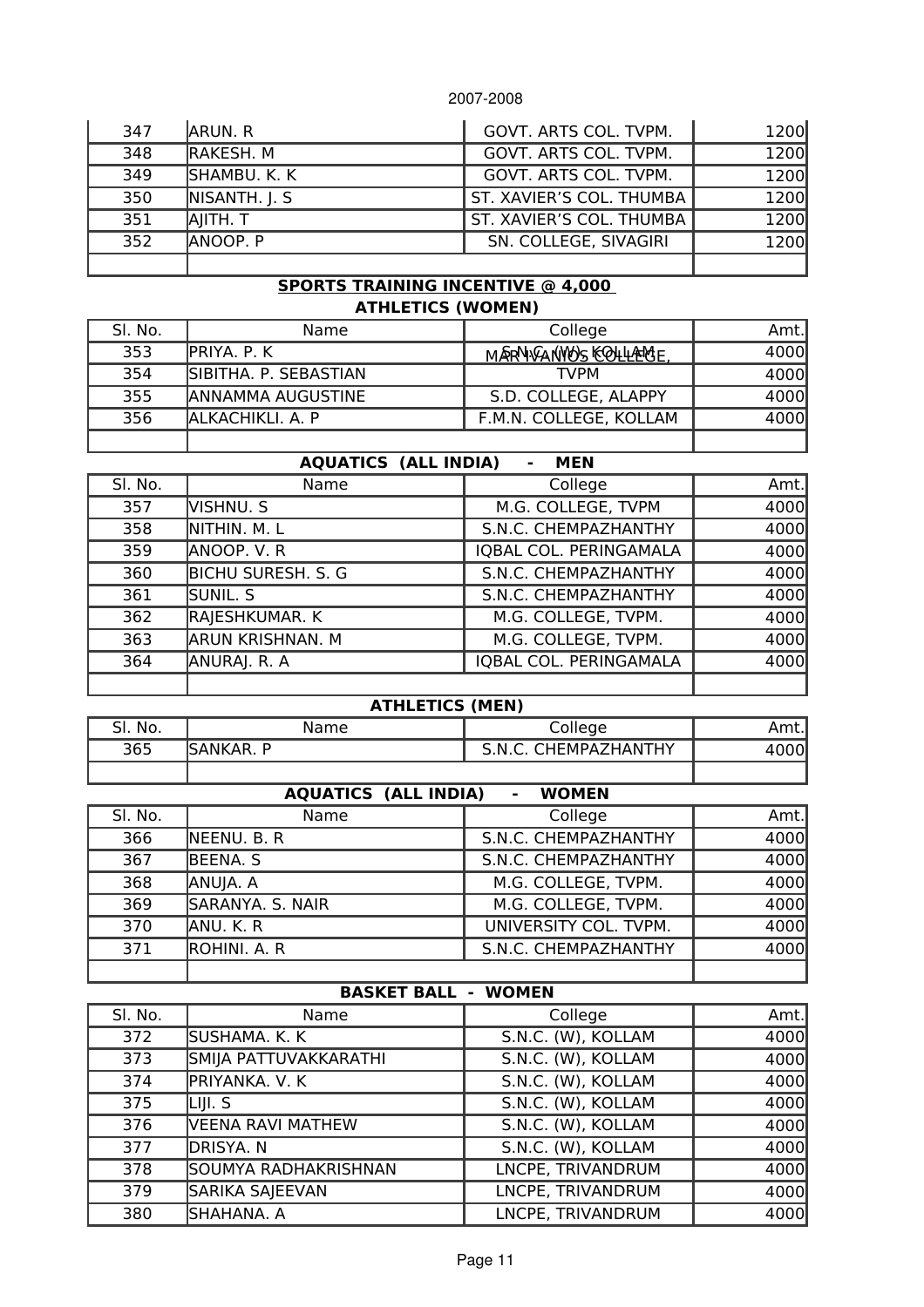| Sl. No. | Name | College | Amt. |
|---|---|---|---|
| 347 | ARUN. R | GOVT. ARTS COL. TVPM. | 1200 |
| 348 | RAKESH. M | GOVT. ARTS COL. TVPM. | 1200 |
| 349 | SHAMBU. K. K | GOVT. ARTS COL. TVPM. | 1200 |
| 350 | NISANTH. J. S | ST. XAVIER'S COL. THUMBA | 1200 |
| 351 | AJITH. T | ST. XAVIER'S COL. THUMBA | 1200 |
| 352 | ANOOP. P | SN. COLLEGE, SIVAGIRI | 1200 |
| | | | |

**SPORTS TRAINING INCENTIVE @ 4,000**

**ATHLETICS (WOMEN)**

| Sl. No. | Name | College | Amt. |
|---|---|---|---|
| 353 | PRIYA. P. K | S.N.C. (W), KOLLAM MAR IVANIOS COLLEGE, | 4000 |
| 354 | SIBITHA. P. SEBASTIAN | TVPM | 4000 |
| 355 | ANNAMMA AUGUSTINE | S.D. COLLEGE, ALAPPY | 4000 |
| 356 | ALKACHIKLI. A. P | F.M.N. COLLEGE, KOLLAM | 4000 |
| | | | |

**AQUATICS (ALL INDIA) - MEN**

| Sl. No. | Name | College | Amt. |
|---|---|---|---|
| 357 | VISHNU. S | M.G. COLLEGE, TVPM | 4000 |
| 358 | NITHIN. M. L | S.N.C. CHEMPAZHANTHY | 4000 |
| 359 | ANOOP. V. R | IQBAL COL. PERINGAMALA | 4000 |
| 360 | BICHU SURESH. S. G | S.N.C. CHEMPAZHANTHY | 4000 |
| 361 | SUNIL. S | S.N.C. CHEMPAZHANTHY | 4000 |
| 362 | RAJESHKUMAR. K | M.G. COLLEGE, TVPM. | 4000 |
| 363 | ARUN KRISHNAN. M | M.G. COLLEGE, TVPM. | 4000 |
| 364 | ANURAJ. R. A | IQBAL COL. PERINGAMALA | 4000 |
| | | | |

**ATHLETICS (MEN)**

| Sl. No. | Name | College | Amt. |
|---|---|---|---|
| 365 | SANKAR. P | S.N.C. CHEMPAZHANTHY | 4000 |
| | | | |

**AQUATICS (ALL INDIA) - WOMEN**

| Sl. No. | Name | College | Amt. |
|---|---|---|---|
| 366 | NEENU. B. R | S.N.C. CHEMPAZHANTHY | 4000 |
| 367 | BEENA. S | S.N.C. CHEMPAZHANTHY | 4000 |
| 368 | ANUJA. A | M.G. COLLEGE, TVPM. | 4000 |
| 369 | SARANYA. S. NAIR | M.G. COLLEGE, TVPM. | 4000 |
| 370 | ANU. K. R | UNIVERSITY COL. TVPM. | 4000 |
| 371 | ROHINI. A. R | S.N.C. CHEMPAZHANTHY | 4000 |
| | | | |

**BASKET BALL - WOMEN**

| Sl. No. | Name | College | Amt. |
|---|---|---|---|
| 372 | SUSHAMA. K. K | S.N.C. (W), KOLLAM | 4000 |
| 373 | SMIJA PATTUVAKKARATHI | S.N.C. (W), KOLLAM | 4000 |
| 374 | PRIYANKA. V. K | S.N.C. (W), KOLLAM | 4000 |
| 375 | LIJI. S | S.N.C. (W), KOLLAM | 4000 |
| 376 | VEENA RAVI MATHEW | S.N.C. (W), KOLLAM | 4000 |
| 377 | DRISYA. N | S.N.C. (W), KOLLAM | 4000 |
| 378 | SOUMYA RADHAKRISHNAN | LNCPE, TRIVANDRUM | 4000 |
| 379 | SARIKA SAJEEVAN | LNCPE, TRIVANDRUM | 4000 |
| 380 | SHAHANA. A | LNCPE, TRIVANDRUM | 4000 |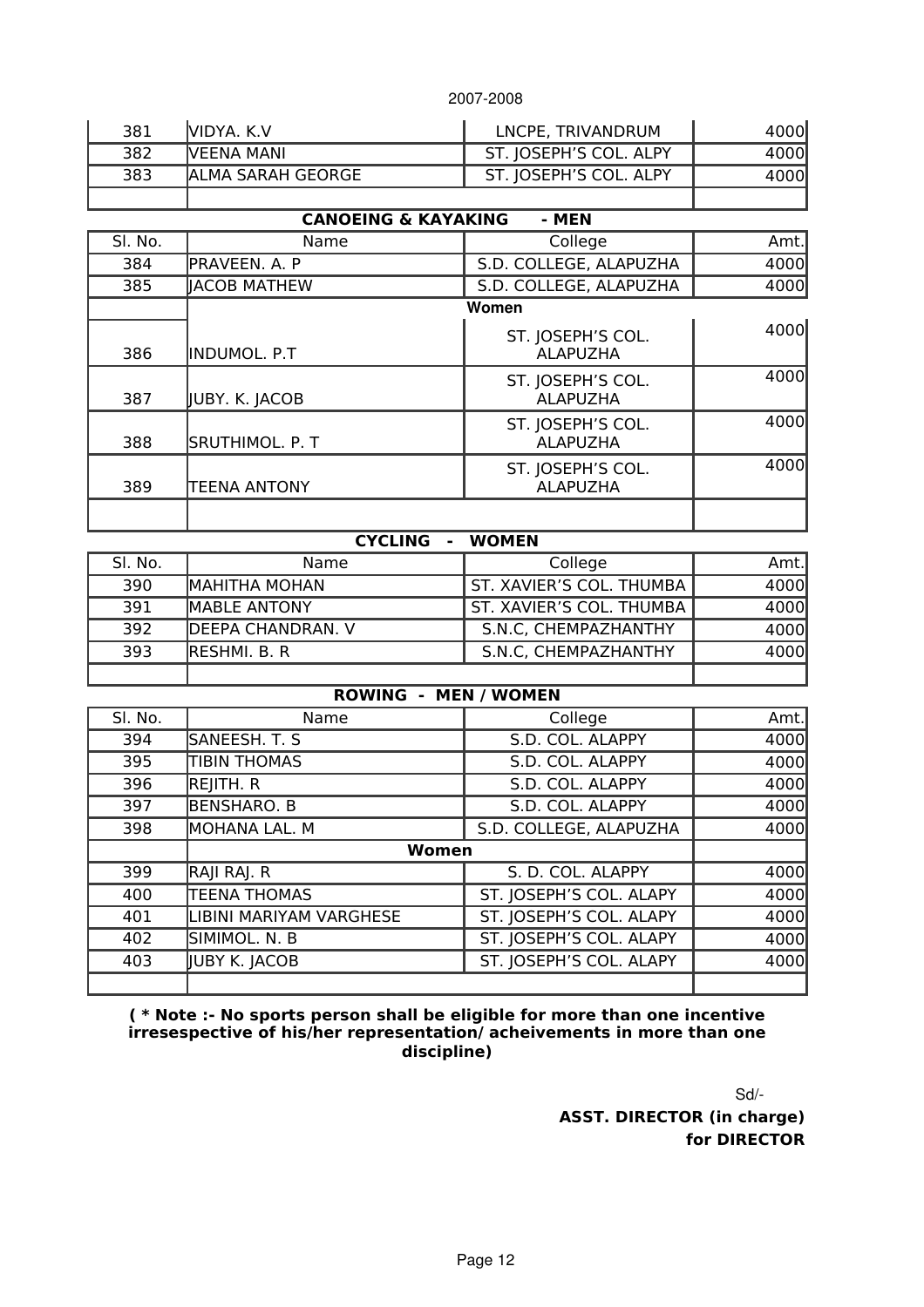| | | | |
|---|---|---|---|
| 381 | VIDYA. K.V | LNCPE, TRIVANDRUM | 4000 |
| 382 | VEENA MANI | ST. JOSEPH'S COL. ALPY | 4000 |
| 383 | ALMA SARAH GEORGE | ST. JOSEPH'S COL. ALPY | 4000 |

**CANOEING & KAYAKING - MEN**

| Sl. No. | Name | College | Amt. |
|---|---|---|---|
| 384 | PRAVEEN. A. P | S.D. COLLEGE, ALAPUZHA | 4000 |
| 385 | JACOB MATHEW | S.D. COLLEGE, ALAPUZHA | 4000 |
| | **Women** | | |
| 386 | INDUMOL. P.T | ST. JOSEPH'S COL. ALAPUZHA | 4000 |
| 387 | JUBY. K. JACOB | ST. JOSEPH'S COL. ALAPUZHA | 4000 |
| 388 | SRUTHIMOL. P. T | ST. JOSEPH'S COL. ALAPUZHA | 4000 |
| 389 | TEENA ANTONY | ST. JOSEPH'S COL. ALAPUZHA | 4000 |

**CYCLING - WOMEN**

| Sl. No. | Name | College | Amt. |
|---|---|---|---|
| 390 | MAHITHA MOHAN | ST. XAVIER'S COL. THUMBA | 4000 |
| 391 | MABLE ANTONY | ST. XAVIER'S COL. THUMBA | 4000 |
| 392 | DEEPA CHANDRAN. V | S.N.C, CHEMPAZHANTHY | 4000 |
| 393 | RESHMI. B. R | S.N.C, CHEMPAZHANTHY | 4000 |

**ROWING - MEN / WOMEN**

| Sl. No. | Name | College | Amt. |
|---|---|---|---|
| 394 | SANEESH. T. S | S.D. COL. ALAPPY | 4000 |
| 395 | TIBIN THOMAS | S.D. COL. ALAPPY | 4000 |
| 396 | REJITH. R | S.D. COL. ALAPPY | 4000 |
| 397 | BENSHARO. B | S.D. COL. ALAPPY | 4000 |
| 398 | MOHANA LAL. M | S.D. COLLEGE, ALAPUZHA | 4000 |
| | **Women** | | |
| 399 | RAJI RAJ. R | S. D. COL. ALAPPY | 4000 |
| 400 | TEENA THOMAS | ST. JOSEPH'S COL. ALAPY | 4000 |
| 401 | LIBINI MARIYAM VARGHESE | ST. JOSEPH'S COL. ALAPY | 4000 |
| 402 | SIMIMOL. N. B | ST. JOSEPH'S COL. ALAPY | 4000 |
| 403 | JUBY K. JACOB | ST. JOSEPH'S COL. ALAPY | 4000 |

**( * Note :- No sports person shall be eligible for more than one incentive irresespective of his/her representation/ acheivements in more than one discipline)**

Sd/-

**ASST. DIRECTOR (in charge)**
**for DIRECTOR**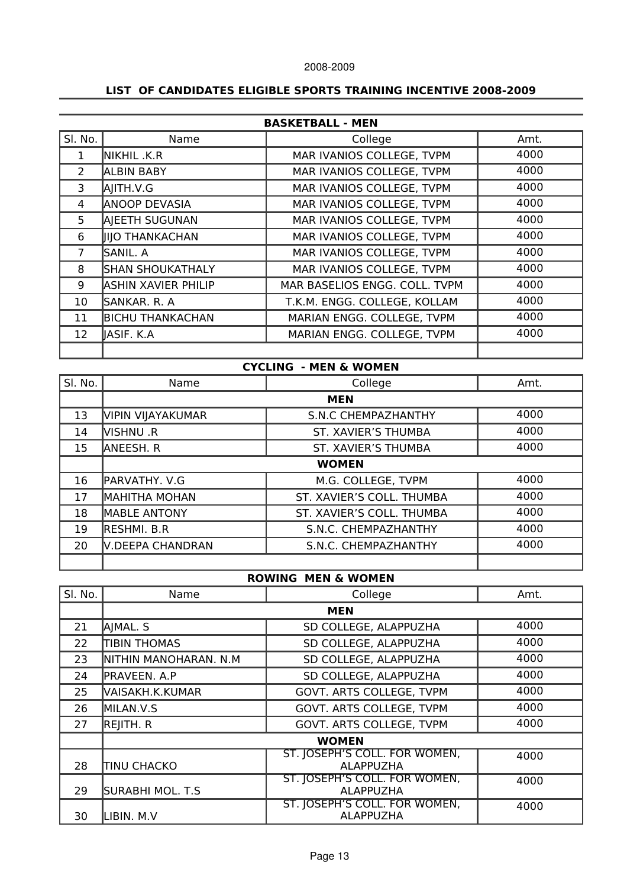2008-2009

## LIST OF CANDIDATES ELIGIBLE SPORTS TRAINING INCENTIVE 2008-2009

### BASKETBALL - MEN

| Sl. No. | Name | College | Amt. |
|---|---|---|---|
| 1 | NIKHIL .K.R | MAR IVANIOS COLLEGE, TVPM | 4000 |
| 2 | ALBIN BABY | MAR IVANIOS COLLEGE, TVPM | 4000 |
| 3 | AJITH.V.G | MAR IVANIOS COLLEGE, TVPM | 4000 |
| 4 | ANOOP DEVASIA | MAR IVANIOS COLLEGE, TVPM | 4000 |
| 5 | AJEETH SUGUNAN | MAR IVANIOS COLLEGE, TVPM | 4000 |
| 6 | JIJO THANKACHAN | MAR IVANIOS COLLEGE, TVPM | 4000 |
| 7 | SANIL. A | MAR IVANIOS COLLEGE, TVPM | 4000 |
| 8 | SHAN SHOUKATHALY | MAR IVANIOS COLLEGE, TVPM | 4000 |
| 9 | ASHIN XAVIER PHILIP | MAR BASELIOS ENGG. COLL. TVPM | 4000 |
| 10 | SANKAR. R. A | T.K.M. ENGG. COLLEGE, KOLLAM | 4000 |
| 11 | BICHU THANKACHAN | MARIAN ENGG. COLLEGE, TVPM | 4000 |
| 12 | JASIF. K.A | MARIAN ENGG. COLLEGE, TVPM | 4000 |
| | | | |

### CYCLING - MEN & WOMEN

| Sl. No. | Name | College | Amt. |
|---|---|---|---|
| | **MEN** | | |
| 13 | VIPIN VIJAYAKUMAR | S.N.C CHEMPAZHANTHY | 4000 |
| 14 | VISHNU .R | ST. XAVIER'S THUMBA | 4000 |
| 15 | ANEESH. R | ST. XAVIER'S THUMBA | 4000 |
| | **WOMEN** | | |
| 16 | PARVATHY. V.G | M.G. COLLEGE, TVPM | 4000 |
| 17 | MAHITHA MOHAN | ST. XAVIER'S COLL. THUMBA | 4000 |
| 18 | MABLE ANTONY | ST. XAVIER'S COLL. THUMBA | 4000 |
| 19 | RESHMI. B.R | S.N.C. CHEMPAZHANTHY | 4000 |
| 20 | V.DEEPA CHANDRAN | S.N.C. CHEMPAZHANTHY | 4000 |
| | | | |

### ROWING MEN & WOMEN

| Sl. No. | Name | College | Amt. |
|---|---|---|---|
| | **MEN** | | |
| 21 | AJMAL. S | SD COLLEGE, ALAPPUZHA | 4000 |
| 22 | TIBIN THOMAS | SD COLLEGE, ALAPPUZHA | 4000 |
| 23 | NITHIN MANOHARAN. N.M | SD COLLEGE, ALAPPUZHA | 4000 |
| 24 | PRAVEEN. A.P | SD COLLEGE, ALAPPUZHA | 4000 |
| 25 | VAISAKH.K.KUMAR | GOVT. ARTS COLLEGE, TVPM | 4000 |
| 26 | MILAN.V.S | GOVT. ARTS COLLEGE, TVPM | 4000 |
| 27 | REJITH. R | GOVT. ARTS COLLEGE, TVPM | 4000 |
| | **WOMEN** | | |
| 28 | TINU CHACKO | ST. JOSEPH'S COLL. FOR WOMEN, ALAPPUZHA | 4000 |
| 29 | SURABHI MOL. T.S | ST. JOSEPH'S COLL. FOR WOMEN, ALAPPUZHA | 4000 |
| 30 | LIBIN. M.V | ST. JOSEPH'S COLL. FOR WOMEN, ALAPPUZHA | 4000 |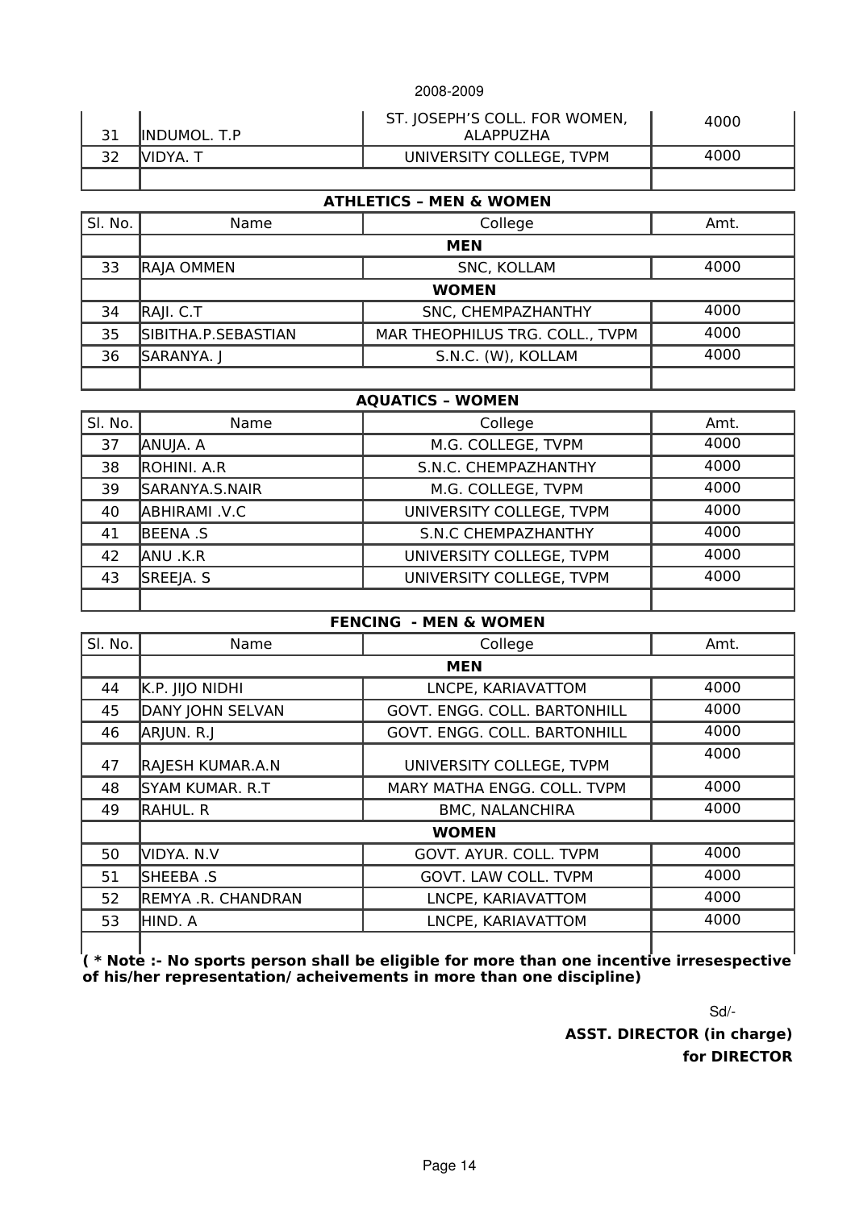| | | | |
|---|---|---|---|
| 31 | INDUMOL. T.P | ST. JOSEPH'S COLL. FOR WOMEN, ALAPPUZHA | 4000 |
| 32 | VIDYA. T | UNIVERSITY COLLEGE, TVPM | 4000 |
| | | | |

**ATHLETICS – MEN & WOMEN**

| Sl. No. | Name | College | Amt. |
|---|---|---|---|
| | **MEN** | | |
| 33 | RAJA OMMEN | SNC, KOLLAM | 4000 |
| | **WOMEN** | | |
| 34 | RAJI. C.T | SNC, CHEMPAZHANTHY | 4000 |
| 35 | SIBITHA.P.SEBASTIAN | MAR THEOPHILUS TRG. COLL., TVPM | 4000 |
| 36 | SARANYA. J | S.N.C. (W), KOLLAM | 4000 |
| | | | |

**AQUATICS – WOMEN**

| Sl. No. | Name | College | Amt. |
|---|---|---|---|
| 37 | ANUJA. A | M.G. COLLEGE, TVPM | 4000 |
| 38 | ROHINI. A.R | S.N.C. CHEMPAZHANTHY | 4000 |
| 39 | SARANYA.S.NAIR | M.G. COLLEGE, TVPM | 4000 |
| 40 | ABHIRAMI .V.C | UNIVERSITY COLLEGE, TVPM | 4000 |
| 41 | BEENA .S | S.N.C CHEMPAZHANTHY | 4000 |
| 42 | ANU .K.R | UNIVERSITY COLLEGE, TVPM | 4000 |
| 43 | SREEJA. S | UNIVERSITY COLLEGE, TVPM | 4000 |
| | | | |

**FENCING - MEN & WOMEN**

| Sl. No. | Name | College | Amt. |
|---|---|---|---|
| | **MEN** | | |
| 44 | K.P. JIJO NIDHI | LNCPE, KARIAVATTOM | 4000 |
| 45 | DANY JOHN SELVAN | GOVT. ENGG. COLL. BARTONHILL | 4000 |
| 46 | ARJUN. R.J | GOVT. ENGG. COLL. BARTONHILL | 4000 |
| 47 | RAJESH KUMAR.A.N | UNIVERSITY COLLEGE, TVPM | 4000 |
| 48 | SYAM KUMAR. R.T | MARY MATHA ENGG. COLL. TVPM | 4000 |
| 49 | RAHUL. R | BMC, NALANCHIRA | 4000 |
| | **WOMEN** | | |
| 50 | VIDYA. N.V | GOVT. AYUR. COLL. TVPM | 4000 |
| 51 | SHEEBA .S | GOVT. LAW COLL. TVPM | 4000 |
| 52 | REMYA .R. CHANDRAN | LNCPE, KARIAVATTOM | 4000 |
| 53 | HIND. A | LNCPE, KARIAVATTOM | 4000 |
| | | | |

**( * Note :- No sports person shall be eligible for more than one incentive irresespective of his/her representation/ acheivements in more than one discipline)**

Sd/-

**ASST. DIRECTOR (in charge)**
**for DIRECTOR**